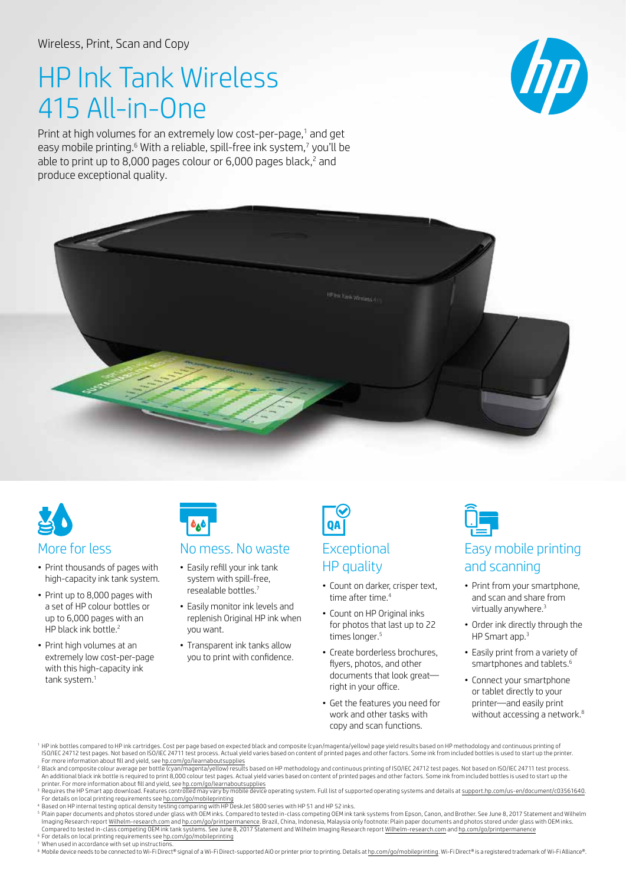Wireless, Print, Scan and Copy

# HP Ink Tank Wireless 415 All-in-One

Print at high volumes for an extremely low cost-per-page,[1] and get easy mobile printing.[6] With a reliable, spill-free ink system,[7] you'll be able to print up to 8,000 pages colour or 6,000 pages black,[2] and produce exceptional quality.

## More for less

- Print thousands of pages with high-capacity ink tank system.
- Print up to 8,000 pages with a set of HP colour bottles or up to 6,000 pages with an HP black ink bottle.[2]
- Print high volumes at an extremely low cost-per-page with this high-capacity ink tank system.[1]

## No mess. No waste

- Easily refill your ink tank system with spill-free, resealable bottles.[7]
- Easily monitor ink levels and replenish Original HP ink when you want.
- Transparent ink tanks allow you to print with confidence.

## Exceptional HP quality

- Count on darker, crisper text, time after time.[4]
- Count on HP Original inks for photos that last up to 22 times longer.[5]
- Create borderless brochures, flyers, photos, and other documents that look great—right in your office.
- Get the features you need for work and other tasks with copy and scan functions.

## Easy mobile printing and scanning

- Print from your smartphone, and scan and share from virtually anywhere.[3]
- Order ink directly through the HP Smart app.[3]
- Easily print from a variety of smartphones and tablets.[6]
- Connect your smartphone or tablet directly to your printer—and easily print without accessing a network.[8]

[1] HP ink bottles compared to HP ink cartridges. Cost per page based on expected black and composite (cyan/magenta/yellow) page yield results based on HP methodology and continuous printing of ISO/IEC 24712 test pages. Not based on ISO/IEC 24711 test process. Actual yield varies based on content of printed pages and other factors. Some ink from included bottles is used to start up the printer. For more information about fill and yield, see hp.com/go/learnaboutsupplies

[2] Black and composite colour average per bottle (cyan/magenta/yellow) results based on HP methodology and continuous printing of ISO/IEC 24712 test pages. Not based on ISO/IEC 24711 test process. An additional black ink bottle is required to print 8,000 colour test pages. Actual yield varies based on content of printed pages and other factors. Some ink from included bottles is used to start up the printer. For more information about fill and yield, see hp.com/go/learnaboutsupplies

[3] Requires the HP Smart app download. Features controlled may vary by mobile device operating system. Full list of supported operating systems and details at support.hp.com/us-en/document/c03561640. For details on local printing requirements see hp.com/go/mobileprinting

[4] Based on HP internal testing optical density testing comparing with HP DeskJet 5800 series with HP 51 and HP 52 inks.

[5] Plain paper documents and photos stored under glass with OEM inks. Compared to tested in-class competing OEM ink tank systems from Epson, Canon, and Brother. See June 8, 2017 Statement and Wilhelm Imaging Research report Wilhelm-research.com and hp.com/go/printpermanence. Brazil, China, Indonesia, Malaysia only footnote: Plain paper documents and photos stored under glass with OEM inks. Compared to tested in-class competing OEM ink tank systems. See June 8, 2017 Statement and Wilhelm Imaging Research report Wilhelm-research.com and hp.com/go/printpermanence

[6] For details on local printing requirements see hp.com/go/mobileprinting

[7] When used in accordance with set up instructions.

[8] Mobile device needs to be connected to Wi-Fi Direct® signal of a Wi-Fi Direct-supported AiO or printer prior to printing. Details at hp.com/go/mobileprinting. Wi-Fi Direct® is a registered trademark of Wi-Fi Alliance®.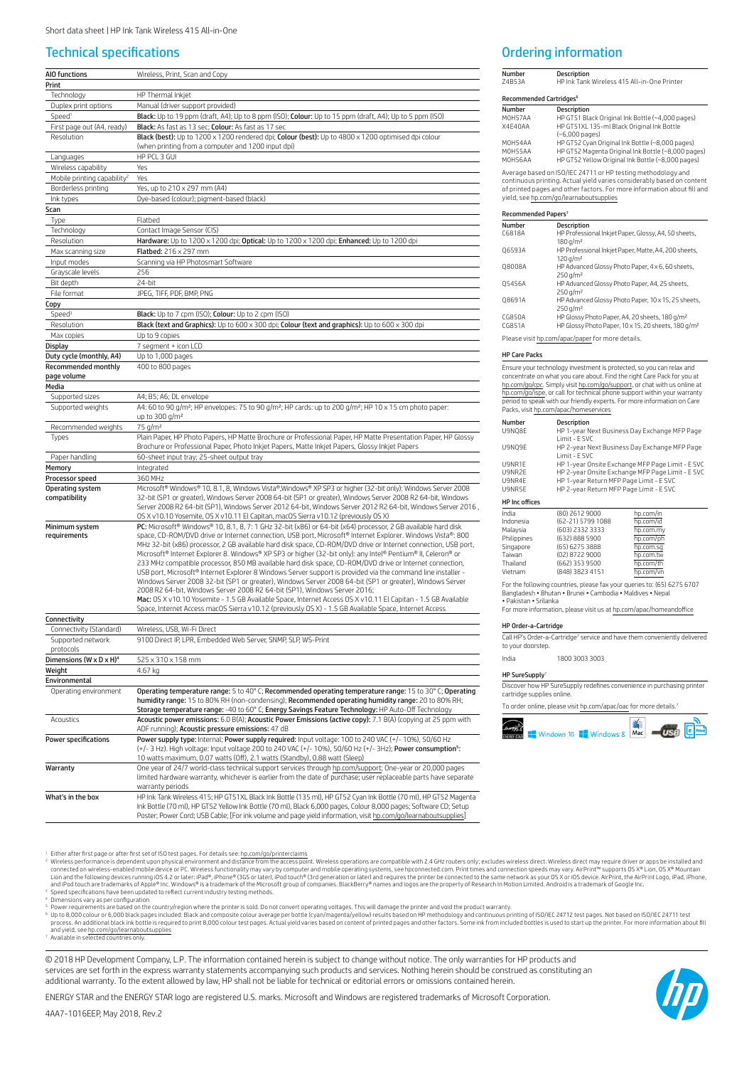## Technical specifications

| | |
|---|---|
| **AIO functions** | Wireless, Print, Scan and Copy |
| **Print** | |
| Technology | HP Thermal Inkjet |
| Duplex print options | Manual (driver support provided) |
| Speed[1] | **Black:** Up to 19 ppm (draft, A4); Up to 8 ppm (ISO); **Colour:** Up to 15 ppm (draft, A4); Up to 5 ppm (ISO) |
| First page out (A4, ready) | **Black:** As fast as 13 sec; **Colour:** As fast as 17 sec |
| Resolution | **Black (best):** Up to 1200 x 1200 rendered dpi; **Colour (best):** Up to 4800 x 1200 optimised dpi colour (when printing from a computer and 1200 input dpi) |
| Languages | HP PCL 3 GUI |
| Wireless capability | Yes |
| Mobile printing capability[2] | Yes |
| Borderless printing | Yes, up to 210 x 297 mm (A4) |
| Ink types | Dye-based (colour); pigment-based (black) |
| **Scan** | |
| Type | Flatbed |
| Technology | Contact Image Sensor (CIS) |
| Resolution | **Hardware:** Up to 1200 x 1200 dpi; **Optical:** Up to 1200 x 1200 dpi; **Enhanced:** Up to 1200 dpi |
| Max scanning size | **Flatbed:** 216 x 297 mm |
| Input modes | Scanning via HP Photosmart Software |
| Grayscale levels | 256 |
| Bit depth | 24-bit |
| File format | JPEG, TIFF, PDF, BMP, PNG |
| **Copy** | |
| Speed[3] | **Black:** Up to 7 cpm (ISO); **Colour:** Up to 2 cpm (ISO) |
| Resolution | **Black (text and Graphics):** Up to 600 x 300 dpi; **Colour (text and graphics):** Up to 600 x 300 dpi |
| Max copies | Up to 9 copies |
| **Display** | 7 segment + icon LCD |
| **Duty cycle (monthly, A4)** | Up to 1,000 pages |
| **Recommended monthly page volume** | 400 to 800 pages |
| **Media** | |
| Supported sizes | A4; B5; A6; DL envelope |
| Supported weights | A4: 60 to 90 g/m²; HP envelopes: 75 to 90 g/m²; HP cards: up to 200 g/m²; HP 10 x 15 cm photo paper: up to 300 g/m² |
| Recommended weights | 75 g/m² |
| Types | Plain Paper, HP Photo Papers, HP Matte Brochure or Professional Paper, HP Matte Presentation Paper, HP Glossy Brochure or Professional Paper, Photo Inkjet Papers, Matte Inkjet Papers, Glossy Inkjet Papers |
| Paper handling | 60-sheet input tray; 25-sheet output tray |
| **Memory** | Integrated |
| **Processor speed** | 360 MHz |
| **Operating system compatibility** | Microsoft® Windows® 10, 8.1, 8, Windows Vista®,Windows® XP SP3 or higher (32-bit only): Windows Server 2008 32-bit (SP1 or greater), Windows Server 2008 64-bit (SP1 or greater), Windows Server 2008 R2 64-bit, Windows Server 2008 R2 64-bit (SP1), Windows Server 2012 64-bit, Windows Server 2012 R2 64-bit, Windows Server 2016 , OS X v10.10 Yosemite, OS X v10.11 El Capitan, macOS Sierra v10.12 (previously OS X) |
| **Minimum system requirements** | **PC:** Microsoft® Windows® 10, 8.1, 8, 7: 1 GHz 32-bit (x86) or 64-bit (x64) processor, 2 GB available hard disk space, CD-ROM/DVD drive or Internet connection, USB port, Microsoft® Internet Explorer. Windows Vista®: 800 MHz 32-bit (x86) processor, 2 GB available hard disk space, CD-ROM/DVD drive or Internet connection, USB port, Microsoft® Internet Explorer 8. Windows® XP SP3 or higher (32-bit only): any Intel® Pentium® II, Celeron® or 233 MHz compatible processor, 850 MB available hard disk space, CD-ROM/DVD drive or Internet connection, USB port, Microsoft® Internet Explorer 8 Windows Server support is provided via the command line installer - Windows Server 2008 32-bit (SP1 or greater), Windows Server 2008 64-bit (SP1 or greater), Windows Server 2008 R2 64-bit, Windows Server 2008 R2 64-bit (SP1), Windows Server 2016; **Mac:** OS X v10.10 Yosemite - 1.5 GB Available Space, Internet Access OS X v10.11 El Capitan - 1.5 GB Available Space, Internet Access macOS Sierra v10.12 (previously OS X) - 1.5 GB Available Space, Internet Access |
| **Connectivity** | |
| Connectivity (Standard) | Wireless, USB, Wi-Fi Direct |
| Supported network protocols | 9100 Direct IP, LPR, Embedded Web Server, SNMP, SLP, WS-Print |
| **Dimensions (W x D x H)[4]** | 525 x 310 x 158 mm |
| **Weight** | 4.67 kg |
| **Environmental** | |
| Operating environment | **Operating temperature range:** 5 to 40° C; **Recommended operating temperature range:** 15 to 30° C; **Operating humidity range:** 15 to 80% RH (non-condensing); **Recommended operating humidity range:** 20 to 80% RH; **Storage temperature range:** -40 to 60° C; **Energy Savings Feature Technology:** HP Auto-Off Technology |
| Acoustics | **Acoustic power emissions:** 6.0 B(A); **Acoustic Power Emissions (active copy):** 7.1 B(A) (copying at 25 ppm with ADF running); **Acoustic pressure emissions:** 47 dB |
| **Power specifications** | **Power supply type:** Internal; **Power supply required:** Input voltage: 100 to 240 VAC (+/- 10%), 50/60 Hz (+/- 3 Hz). High voltage: Input voltage 200 to 240 VAC (+/- 10%), 50/60 Hz (+/- 3Hz); **Power consumption[5]:** 10 watts maximum, 0.07 watts (Off), 2.1 watts (Standby), 0.88 watt (Sleep) |
| **Warranty** | One year of 24/7 world-class technical support services through hp.com/support; One-year or 20,000 pages limited hardware warranty, whichever is earlier from the date of purchase; user replaceable parts have separate warranty periods |
| **What's in the box** | HP Ink Tank Wireless 415; HP GT51XL Black Ink Bottle (135 ml), HP GT52 Cyan Ink Bottle (70 ml), HP GT52 Magenta Ink Bottle (70 ml), HP GT52 Yellow Ink Bottle (70 ml), Black 6,000 pages, Colour 8,000 pages; Software CD; Setup Poster; Power Cord; USB Cable; [For ink volume and page yield information, visit hp.com/go/learnaboutsupplies] |

## Ordering information

| Number | Description |
|---|---|
| Z4B53A | HP Ink Tank Wireless 415 All-in-One Printer |

### Recommended Cartridges[6]

| Number | Description |
|---|---|
| M0H57AA | HP GT51 Black Original Ink Bottle (~4,000 pages) |
| X4E40AA | HP GT51XL 135-ml Black Original Ink Bottle (~6,000 pages) |
| M0H54AA | HP GT52 Cyan Original Ink Bottle (~8,000 pages) |
| M0H55AA | HP GT52 Magenta Original Ink Bottle (~8,000 pages) |
| M0H56AA | HP GT52 Yellow Original Ink Bottle (~8,000 pages) |

Average based on ISO/IEC 24711 or HP testing methodology and continuous printing. Actual yield varies considerably based on content of printed pages and other factors. For more information about fill and yield, see hp.com/go/learnaboutsupplies

### Recommended Papers[7]

| Number | Description |
|---|---|
| C6818A | HP Professional Inkjet Paper, Glossy, A4, 50 sheets, 180 g/m² |
| Q6593A | HP Professional Inkjet Paper, Matte, A4, 200 sheets, 120 g/m² |
| Q8008A | HP Advanced Glossy Photo Paper, 4 x 6, 60 sheets, 250 g/m² |
| Q5456A | HP Advanced Glossy Photo Paper, A4, 25 sheets, 250 g/m² |
| Q8691A | HP Advanced Glossy Photo Paper, 10 x 15, 25 sheets, 250 g/m² |
| CG850A | HP Glossy Photo Paper, A4, 20 sheets, 180 g/m² |
| CG851A | HP Glossy Photo Paper, 10 x 15, 20 sheets, 180 g/m² |

Please visit hp.com/apac/paper for more details.

### HP Care Packs

Ensure your technology investment is protected, so you can relax and concentrate on what you care about. Find the right Care Pack for you at hp.com/go/cpc. Simply visit hp.com/go/support, or chat with us online at hp.com/go/ispe, or call for technical phone support within your warranty period to speak with our friendly experts. For more information on Care Packs, visit hp.com/apac/homeservices

| Number | Description |
|---|---|
| U9NQ8E | HP 1-year Next Business Day Exchange MFP Page Limit - E SVC |
| U9NQ9E | HP 2-year Next Business Day Exchange MFP Page Limit - E SVC |
| U9NR1E | HP 1-year Onsite Exchange MFP Page Limit - E SVC |
| U9NR2E | HP 2-year Onsite Exchange MFP Page Limit - E SVC |
| U9NR4E | HP 1-year Return MFP Page Limit - E SVC |
| U9NR5E | HP 2-year Return MFP Page Limit - E SVC |

### HP Inc offices

| | | |
|---|---|---|
| India | (80) 2612 9000 | hp.com/in |
| Indonesia | (62-21) 5799 1088 | hp.com/id |
| Malaysia | (603) 2332 3333 | hp.com.my |
| Philippines | (632) 888 5900 | hp.com/ph |
| Singapore | (65) 6275 3888 | hp.com.sg |
| Taiwan | (02) 8722 9000 | hp.com.tw |
| Thailand | (662) 353 9500 | hp.com/th |
| Vietnam | (848) 3823 4151 | hp.com/vn |

For the following countries, please fax your queries to: (65) 6275 6707
Bangladesh • Bhutan • Brunei • Cambodia • Maldives • Nepal • Pakistan • Srilanka
For more information, please visit us at hp.com/apac/homeandoffice

### HP Order-a-Cartridge

Call HP's Order-a-Cartridge[7] service and have them conveniently delivered to your doorstep.

India 1800 3003 3003

### HP SureSupply[7]

Discover how HP SureSupply redefines convenience in purchasing printer cartridge supplies online.

To order online, please visit hp.com/apac/oac for more details.[7]

Windows 10 Windows 8 Mac

---

[1] Either after first page or after first set of ISO test pages. For details see: hp.com/go/printerclaims
[2] Wireless performance is dependent upon physical environment and distance from the access point. Wireless operations are compatible with 2.4 GHz routers only; excludes wireless direct. Wireless direct may require driver or apps be installed and connected on wireless-enabled mobile device or PC. Wireless functionality may vary by computer and mobile operating systems, see hpconnected.com. Print times and connection speeds may vary. AirPrint™ supports OS X® Lion, OS X® Mountain Lion and the following devices running iOS 4.2 or later: iPad®, iPhone® (3GS or later), iPod touch® (3rd generation or later) and requires the printer be connected to the same network as your OS X or iOS device. AirPrint, the AirPrint Logo, iPad, iPhone, and iPod touch are trademarks of Apple® Inc. Windows® is a trademark of the Microsoft group of companies. BlackBerry® names and logos are the property of Research In Motion Limited. Android is a trademark of Google Inc.
[3] Speed specifications have been updated to reflect current industry testing methods.
[4] Dimensions vary as per configuration
[5] Power requirements are based on the country/region where the printer is sold. Do not convert operating voltages. This will damage the printer and void the product warranty.
[6] Up to 8,000 colour or 6,000 black pages included: Black and composite colour average per bottle (cyan/magenta/yellow) results based on HP methodology and continuous printing of ISO/IEC 24712 test pages. Not based on ISO/IEC 24711 test process. An additional black ink bottle is required to print 8,000 colour test pages. Actual yield varies based on content of printed pages and other factors. Some ink from included bottles is used to start up the printer. For more information about fill and yield, see hp.com/go/learnaboutsupplies
[7] Available in selected countries only.

© 2018 HP Development Company, L.P. The information contained herein is subject to change without notice. The only warranties for HP products and services are set forth in the express warranty statements accompanying such products and services. Nothing herein should be construed as constituting an additional warranty. To the extent allowed by law, HP shall not be liable for technical or editorial errors or omissions contained herein.

ENERGY STAR and the ENERGY STAR logo are registered U.S. marks. Microsoft and Windows are registered trademarks of Microsoft Corporation.

4AA7-1016EEP, May 2018, Rev.2